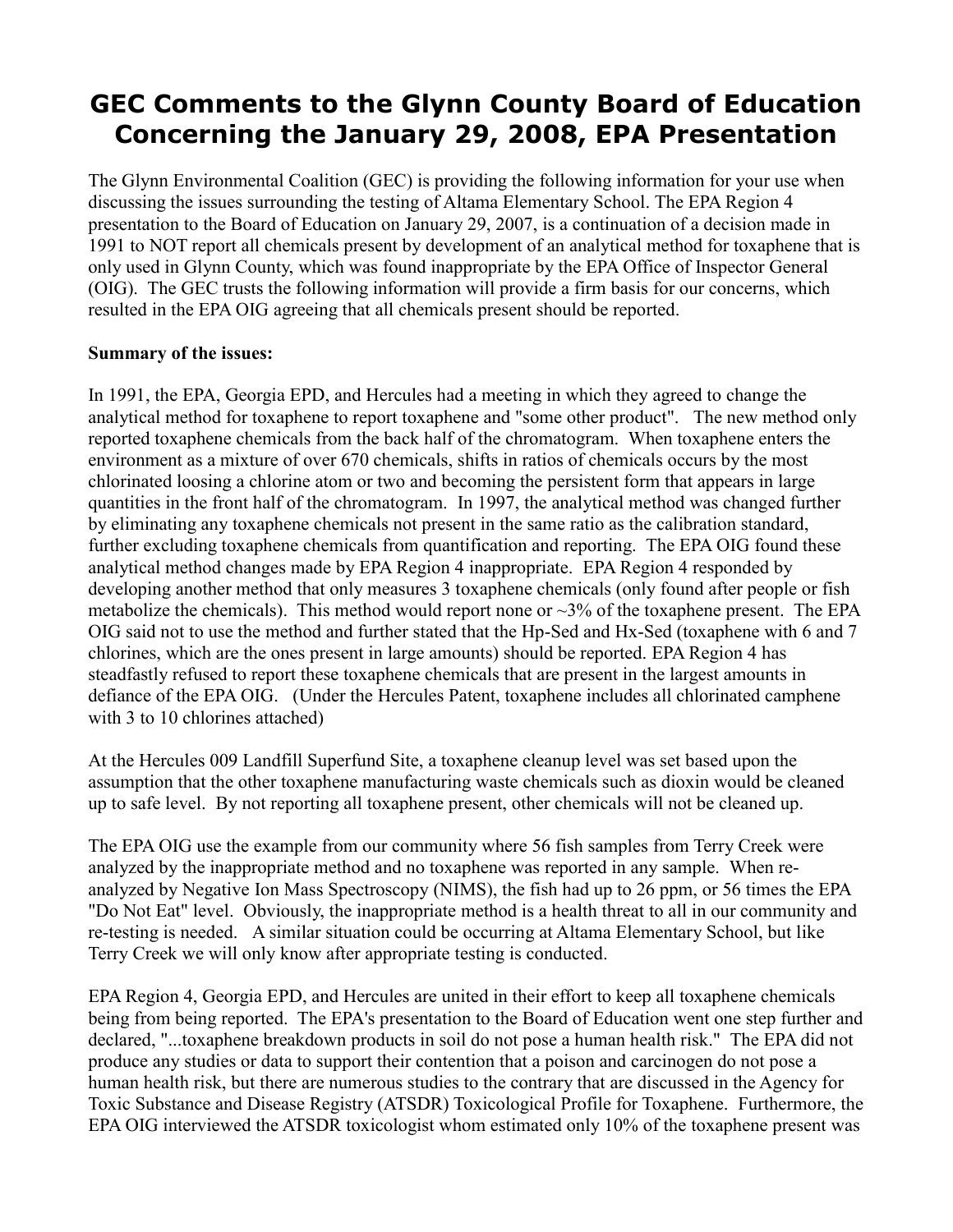# GEC Comments to the Glynn County Board of Education Concerning the January 29, 2008, EPA Presentation

The Glynn Environmental Coalition (GEC) is providing the following information for your use when discussing the issues surrounding the testing of Altama Elementary School. The EPA Region 4 presentation to the Board of Education on January 29, 2007, is a continuation of a decision made in 1991 to NOT report all chemicals present by development of an analytical method for toxaphene that is only used in Glynn County, which was found inappropriate by the EPA Office of Inspector General (OIG). The GEC trusts the following information will provide a firm basis for our concerns, which resulted in the EPA OIG agreeing that all chemicals present should be reported.

**Summary of the issues:**

In 1991, the EPA, Georgia EPD, and Hercules had a meeting in which they agreed to change the analytical method for toxaphene to report toxaphene and "some other product". The new method only reported toxaphene chemicals from the back half of the chromatogram. When toxaphene enters the environment as a mixture of over 670 chemicals, shifts in ratios of chemicals occurs by the most chlorinated loosing a chlorine atom or two and becoming the persistent form that appears in large quantities in the front half of the chromatogram. In 1997, the analytical method was changed further by eliminating any toxaphene chemicals not present in the same ratio as the calibration standard, further excluding toxaphene chemicals from quantification and reporting. The EPA OIG found these analytical method changes made by EPA Region 4 inappropriate. EPA Region 4 responded by developing another method that only measures 3 toxaphene chemicals (only found after people or fish metabolize the chemicals). This method would report none or ~3% of the toxaphene present. The EPA OIG said not to use the method and further stated that the Hp-Sed and Hx-Sed (toxaphene with 6 and 7 chlorines, which are the ones present in large amounts) should be reported. EPA Region 4 has steadfastly refused to report these toxaphene chemicals that are present in the largest amounts in defiance of the EPA OIG. (Under the Hercules Patent, toxaphene includes all chlorinated camphene with 3 to 10 chlorines attached)

At the Hercules 009 Landfill Superfund Site, a toxaphene cleanup level was set based upon the assumption that the other toxaphene manufacturing waste chemicals such as dioxin would be cleaned up to safe level. By not reporting all toxaphene present, other chemicals will not be cleaned up.

The EPA OIG use the example from our community where 56 fish samples from Terry Creek were analyzed by the inappropriate method and no toxaphene was reported in any sample. When re-analyzed by Negative Ion Mass Spectroscopy (NIMS), the fish had up to 26 ppm, or 56 times the EPA "Do Not Eat" level. Obviously, the inappropriate method is a health threat to all in our community and re-testing is needed. A similar situation could be occurring at Altama Elementary School, but like Terry Creek we will only know after appropriate testing is conducted.

EPA Region 4, Georgia EPD, and Hercules are united in their effort to keep all toxaphene chemicals being from being reported. The EPA's presentation to the Board of Education went one step further and declared, "...toxaphene breakdown products in soil do not pose a human health risk." The EPA did not produce any studies or data to support their contention that a poison and carcinogen do not pose a human health risk, but there are numerous studies to the contrary that are discussed in the Agency for Toxic Substance and Disease Registry (ATSDR) Toxicological Profile for Toxaphene. Furthermore, the EPA OIG interviewed the ATSDR toxicologist whom estimated only 10% of the toxaphene present was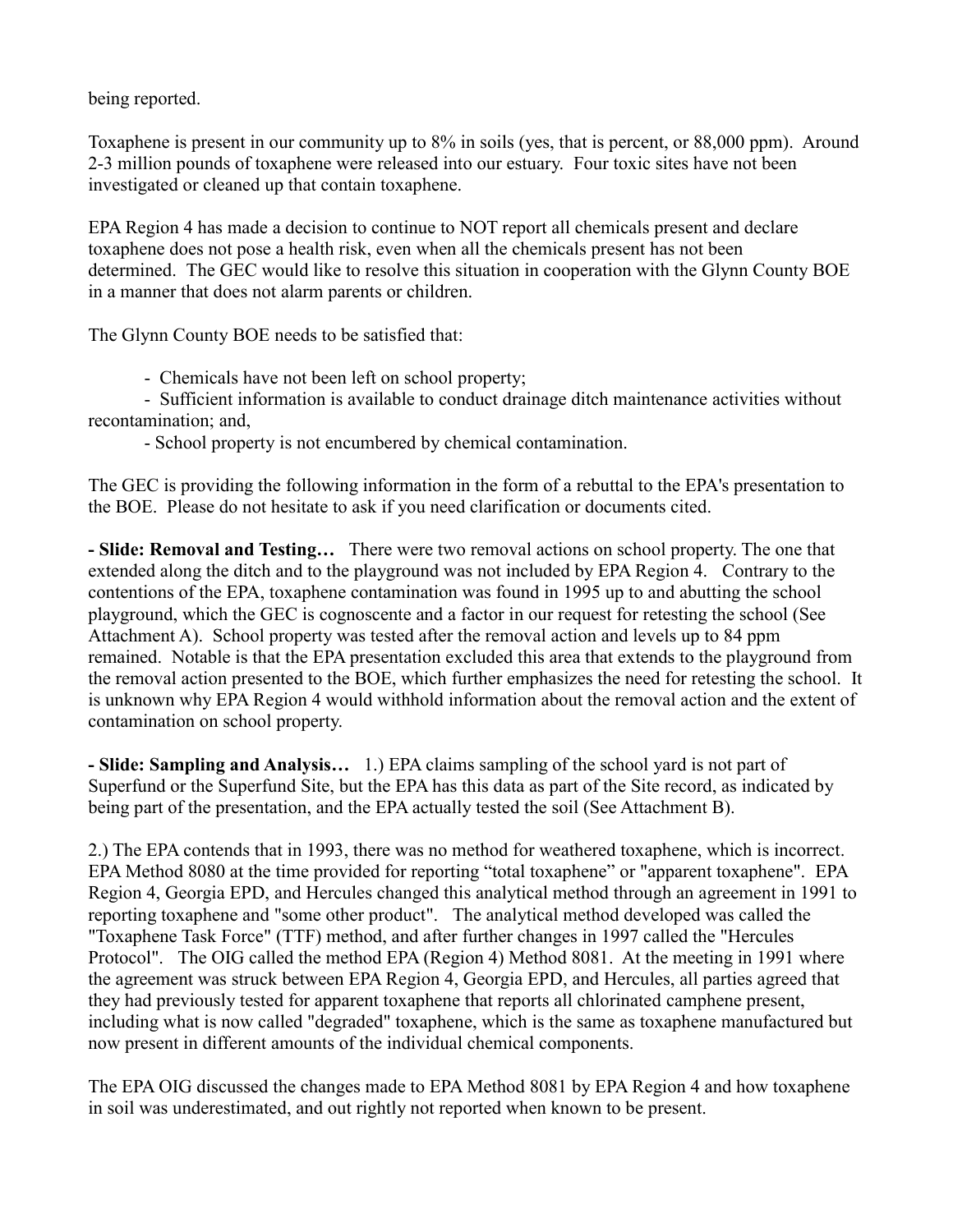being reported.

Toxaphene is present in our community up to 8% in soils (yes, that is percent, or 88,000 ppm). Around 2-3 million pounds of toxaphene were released into our estuary. Four toxic sites have not been investigated or cleaned up that contain toxaphene.

EPA Region 4 has made a decision to continue to NOT report all chemicals present and declare toxaphene does not pose a health risk, even when all the chemicals present has not been determined. The GEC would like to resolve this situation in cooperation with the Glynn County BOE in a manner that does not alarm parents or children.

The Glynn County BOE needs to be satisfied that:

- Chemicals have not been left on school property;
- Sufficient information is available to conduct drainage ditch maintenance activities without recontamination; and,
- School property is not encumbered by chemical contamination.

The GEC is providing the following information in the form of a rebuttal to the EPA's presentation to the BOE. Please do not hesitate to ask if you need clarification or documents cited.

**- Slide: Removal and Testing…** There were two removal actions on school property. The one that extended along the ditch and to the playground was not included by EPA Region 4. Contrary to the contentions of the EPA, toxaphene contamination was found in 1995 up to and abutting the school playground, which the GEC is cognoscente and a factor in our request for retesting the school (See Attachment A). School property was tested after the removal action and levels up to 84 ppm remained. Notable is that the EPA presentation excluded this area that extends to the playground from the removal action presented to the BOE, which further emphasizes the need for retesting the school. It is unknown why EPA Region 4 would withhold information about the removal action and the extent of contamination on school property.

**- Slide: Sampling and Analysis…** 1.) EPA claims sampling of the school yard is not part of Superfund or the Superfund Site, but the EPA has this data as part of the Site record, as indicated by being part of the presentation, and the EPA actually tested the soil (See Attachment B).

2.) The EPA contends that in 1993, there was no method for weathered toxaphene, which is incorrect. EPA Method 8080 at the time provided for reporting "total toxaphene" or "apparent toxaphene". EPA Region 4, Georgia EPD, and Hercules changed this analytical method through an agreement in 1991 to reporting toxaphene and "some other product". The analytical method developed was called the "Toxaphene Task Force" (TTF) method, and after further changes in 1997 called the "Hercules Protocol". The OIG called the method EPA (Region 4) Method 8081. At the meeting in 1991 where the agreement was struck between EPA Region 4, Georgia EPD, and Hercules, all parties agreed that they had previously tested for apparent toxaphene that reports all chlorinated camphene present, including what is now called "degraded" toxaphene, which is the same as toxaphene manufactured but now present in different amounts of the individual chemical components.

The EPA OIG discussed the changes made to EPA Method 8081 by EPA Region 4 and how toxaphene in soil was underestimated, and out rightly not reported when known to be present.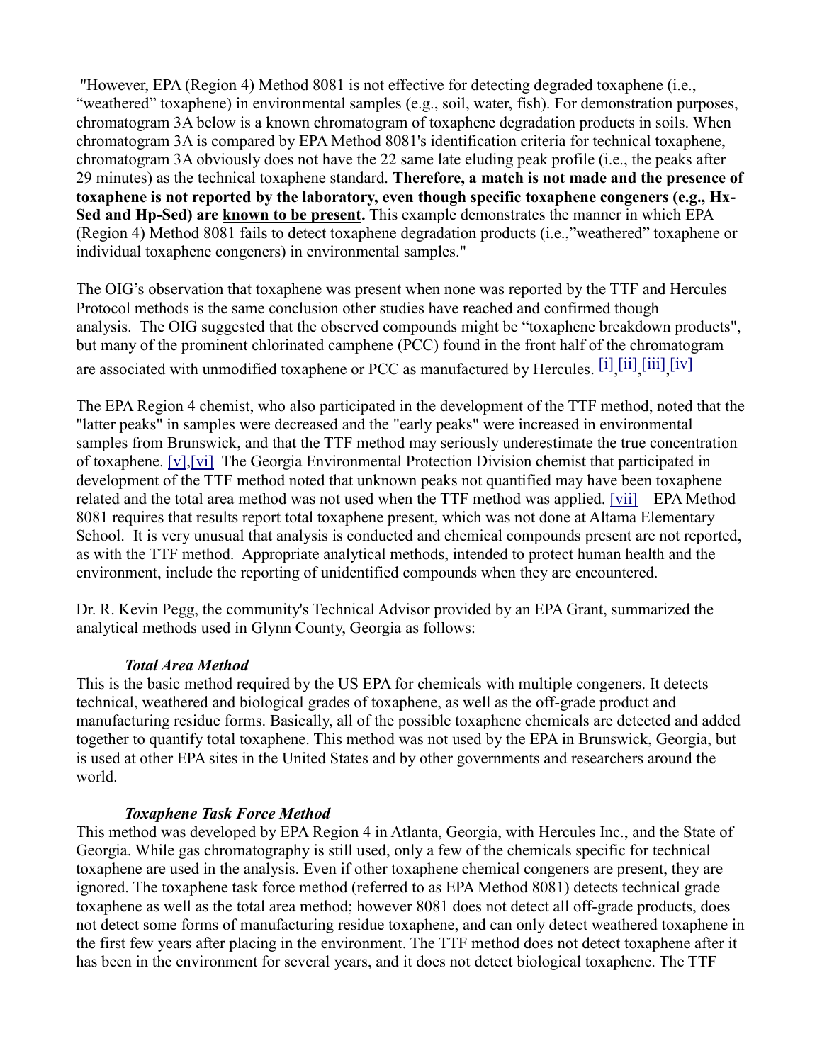"However, EPA (Region 4) Method 8081 is not effective for detecting degraded toxaphene (i.e., “weathered” toxaphene) in environmental samples (e.g., soil, water, fish). For demonstration purposes, chromatogram 3A below is a known chromatogram of toxaphene degradation products in soils. When chromatogram 3A is compared by EPA Method 8081's identification criteria for technical toxaphene, chromatogram 3A obviously does not have the 22 same late eluding peak profile (i.e., the peaks after 29 minutes) as the technical toxaphene standard. **Therefore, a match is not made and the presence of toxaphene is not reported by the laboratory, even though specific toxaphene congeners (e.g., Hx-Sed and Hp-Sed) are <u>known to be present</u>.** This example demonstrates the manner in which EPA (Region 4) Method 8081 fails to detect toxaphene degradation products (i.e.,”weathered” toxaphene or individual toxaphene congeners) in environmental samples."

The OIG’s observation that toxaphene was present when none was reported by the TTF and Hercules Protocol methods is the same conclusion other studies have reached and confirmed though analysis. The OIG suggested that the observed compounds might be “toxaphene breakdown products", but many of the prominent chlorinated camphene (PCC) found in the front half of the chromatogram are associated with unmodified toxaphene or PCC as manufactured by Hercules. [i],[ii],[iii],[iv]

The EPA Region 4 chemist, who also participated in the development of the TTF method, noted that the "latter peaks" in samples were decreased and the "early peaks" were increased in environmental samples from Brunswick, and that the TTF method may seriously underestimate the true concentration of toxaphene. [v],[vi] The Georgia Environmental Protection Division chemist that participated in development of the TTF method noted that unknown peaks not quantified may have been toxaphene related and the total area method was not used when the TTF method was applied. [vii] EPA Method 8081 requires that results report total toxaphene present, which was not done at Altama Elementary School. It is very unusual that analysis is conducted and chemical compounds present are not reported, as with the TTF method. Appropriate analytical methods, intended to protect human health and the environment, include the reporting of unidentified compounds when they are encountered.

Dr. R. Kevin Pegg, the community's Technical Advisor provided by an EPA Grant, summarized the analytical methods used in Glynn County, Georgia as follows:

***Total Area Method***

This is the basic method required by the US EPA for chemicals with multiple congeners. It detects technical, weathered and biological grades of toxaphene, as well as the off-grade product and manufacturing residue forms. Basically, all of the possible toxaphene chemicals are detected and added together to quantify total toxaphene. This method was not used by the EPA in Brunswick, Georgia, but is used at other EPA sites in the United States and by other governments and researchers around the world.

***Toxaphene Task Force Method***

This method was developed by EPA Region 4 in Atlanta, Georgia, with Hercules Inc., and the State of Georgia. While gas chromatography is still used, only a few of the chemicals specific for technical toxaphene are used in the analysis. Even if other toxaphene chemical congeners are present, they are ignored. The toxaphene task force method (referred to as EPA Method 8081) detects technical grade toxaphene as well as the total area method; however 8081 does not detect all off-grade products, does not detect some forms of manufacturing residue toxaphene, and can only detect weathered toxaphene in the first few years after placing in the environment. The TTF method does not detect toxaphene after it has been in the environment for several years, and it does not detect biological toxaphene. The TTF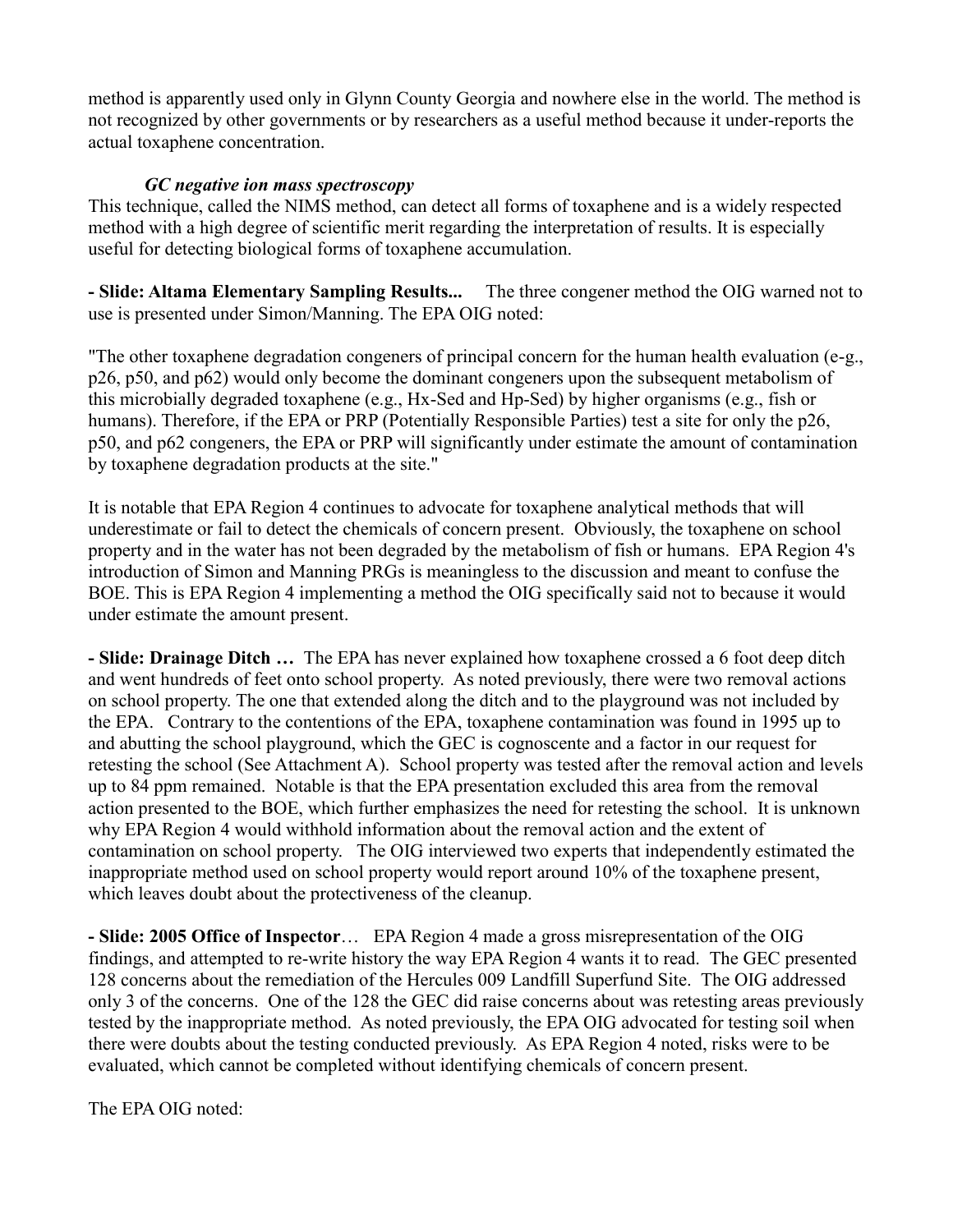method is apparently used only in Glynn County Georgia and nowhere else in the world. The method is not recognized by other governments or by researchers as a useful method because it under-reports the actual toxaphene concentration.

***GC negative ion mass spectroscopy***

This technique, called the NIMS method, can detect all forms of toxaphene and is a widely respected method with a high degree of scientific merit regarding the interpretation of results. It is especially useful for detecting biological forms of toxaphene accumulation.

**- Slide: Altama Elementary Sampling Results...** The three congener method the OIG warned not to use is presented under Simon/Manning. The EPA OIG noted:

"The other toxaphene degradation congeners of principal concern for the human health evaluation (e-g., p26, p50, and p62) would only become the dominant congeners upon the subsequent metabolism of this microbially degraded toxaphene (e.g., Hx-Sed and Hp-Sed) by higher organisms (e.g., fish or humans). Therefore, if the EPA or PRP (Potentially Responsible Parties) test a site for only the p26, p50, and p62 congeners, the EPA or PRP will significantly under estimate the amount of contamination by toxaphene degradation products at the site."

It is notable that EPA Region 4 continues to advocate for toxaphene analytical methods that will underestimate or fail to detect the chemicals of concern present. Obviously, the toxaphene on school property and in the water has not been degraded by the metabolism of fish or humans. EPA Region 4's introduction of Simon and Manning PRGs is meaningless to the discussion and meant to confuse the BOE. This is EPA Region 4 implementing a method the OIG specifically said not to because it would under estimate the amount present.

**- Slide: Drainage Ditch …** The EPA has never explained how toxaphene crossed a 6 foot deep ditch and went hundreds of feet onto school property. As noted previously, there were two removal actions on school property. The one that extended along the ditch and to the playground was not included by the EPA. Contrary to the contentions of the EPA, toxaphene contamination was found in 1995 up to and abutting the school playground, which the GEC is cognoscente and a factor in our request for retesting the school (See Attachment A). School property was tested after the removal action and levels up to 84 ppm remained. Notable is that the EPA presentation excluded this area from the removal action presented to the BOE, which further emphasizes the need for retesting the school. It is unknown why EPA Region 4 would withhold information about the removal action and the extent of contamination on school property. The OIG interviewed two experts that independently estimated the inappropriate method used on school property would report around 10% of the toxaphene present, which leaves doubt about the protectiveness of the cleanup.

**- Slide: 2005 Office of Inspector**… EPA Region 4 made a gross misrepresentation of the OIG findings, and attempted to re-write history the way EPA Region 4 wants it to read. The GEC presented 128 concerns about the remediation of the Hercules 009 Landfill Superfund Site. The OIG addressed only 3 of the concerns. One of the 128 the GEC did raise concerns about was retesting areas previously tested by the inappropriate method. As noted previously, the EPA OIG advocated for testing soil when there were doubts about the testing conducted previously. As EPA Region 4 noted, risks were to be evaluated, which cannot be completed without identifying chemicals of concern present.

The EPA OIG noted: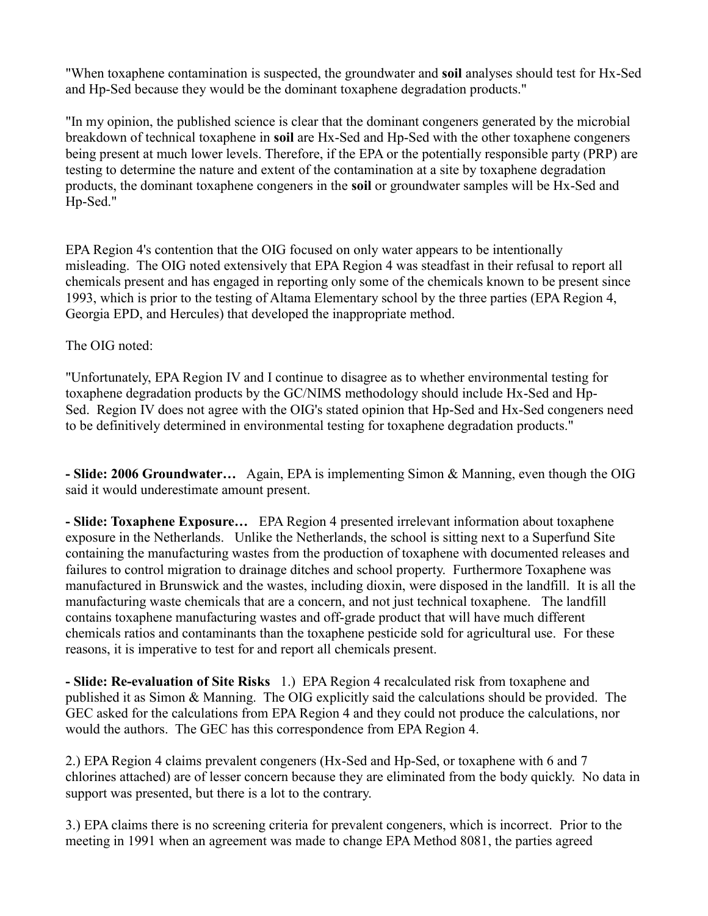"When toxaphene contamination is suspected, the groundwater and **soil** analyses should test for Hx-Sed and Hp-Sed because they would be the dominant toxaphene degradation products."

"In my opinion, the published science is clear that the dominant congeners generated by the microbial breakdown of technical toxaphene in **soil** are Hx-Sed and Hp-Sed with the other toxaphene congeners being present at much lower levels. Therefore, if the EPA or the potentially responsible party (PRP) are testing to determine the nature and extent of the contamination at a site by toxaphene degradation products, the dominant toxaphene congeners in the **soil** or groundwater samples will be Hx-Sed and Hp-Sed."

EPA Region 4's contention that the OIG focused on only water appears to be intentionally misleading. The OIG noted extensively that EPA Region 4 was steadfast in their refusal to report all chemicals present and has engaged in reporting only some of the chemicals known to be present since 1993, which is prior to the testing of Altama Elementary school by the three parties (EPA Region 4, Georgia EPD, and Hercules) that developed the inappropriate method.

The OIG noted:

"Unfortunately, EPA Region IV and I continue to disagree as to whether environmental testing for toxaphene degradation products by the GC/NIMS methodology should include Hx-Sed and Hp-Sed. Region IV does not agree with the OIG's stated opinion that Hp-Sed and Hx-Sed congeners need to be definitively determined in environmental testing for toxaphene degradation products."

**- Slide: 2006 Groundwater…** Again, EPA is implementing Simon & Manning, even though the OIG said it would underestimate amount present.

**- Slide: Toxaphene Exposure…** EPA Region 4 presented irrelevant information about toxaphene exposure in the Netherlands. Unlike the Netherlands, the school is sitting next to a Superfund Site containing the manufacturing wastes from the production of toxaphene with documented releases and failures to control migration to drainage ditches and school property. Furthermore Toxaphene was manufactured in Brunswick and the wastes, including dioxin, were disposed in the landfill. It is all the manufacturing waste chemicals that are a concern, and not just technical toxaphene. The landfill contains toxaphene manufacturing wastes and off-grade product that will have much different chemicals ratios and contaminants than the toxaphene pesticide sold for agricultural use. For these reasons, it is imperative to test for and report all chemicals present.

**- Slide: Re-evaluation of Site Risks** 1.) EPA Region 4 recalculated risk from toxaphene and published it as Simon & Manning. The OIG explicitly said the calculations should be provided. The GEC asked for the calculations from EPA Region 4 and they could not produce the calculations, nor would the authors. The GEC has this correspondence from EPA Region 4.

2.) EPA Region 4 claims prevalent congeners (Hx-Sed and Hp-Sed, or toxaphene with 6 and 7 chlorines attached) are of lesser concern because they are eliminated from the body quickly. No data in support was presented, but there is a lot to the contrary.

3.) EPA claims there is no screening criteria for prevalent congeners, which is incorrect. Prior to the meeting in 1991 when an agreement was made to change EPA Method 8081, the parties agreed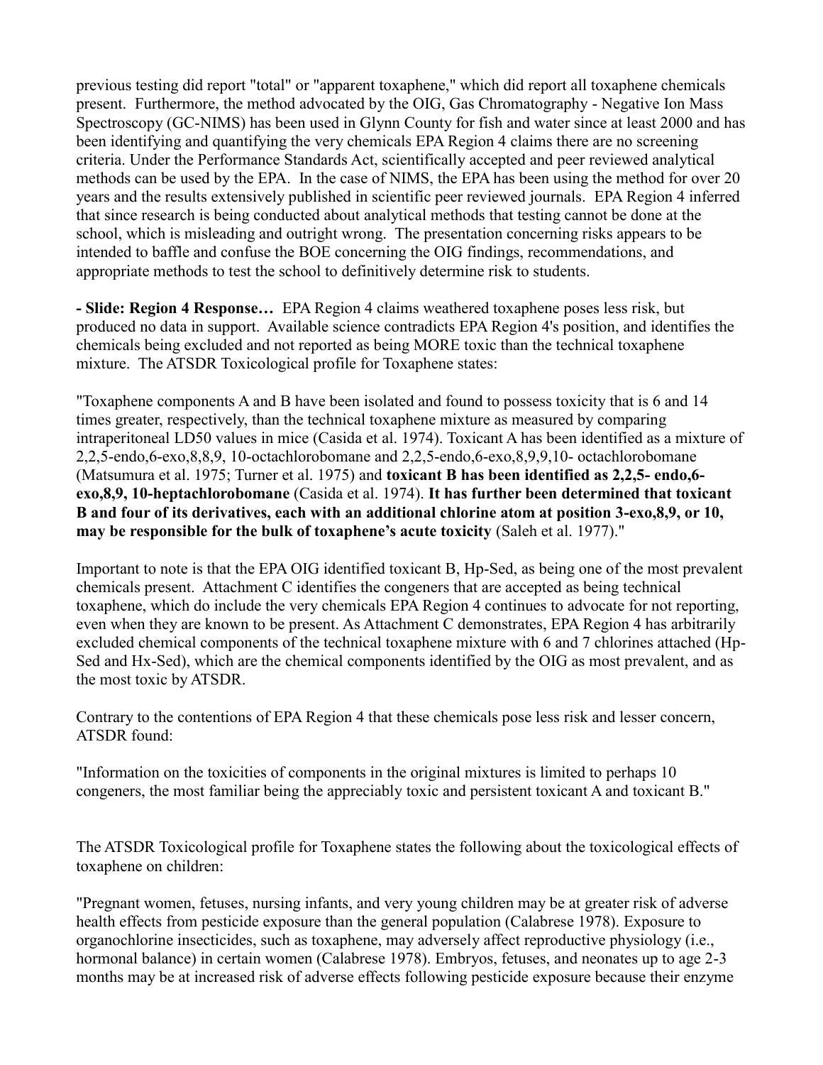previous testing did report "total" or "apparent toxaphene," which did report all toxaphene chemicals present. Furthermore, the method advocated by the OIG, Gas Chromatography - Negative Ion Mass Spectroscopy (GC-NIMS) has been used in Glynn County for fish and water since at least 2000 and has been identifying and quantifying the very chemicals EPA Region 4 claims there are no screening criteria. Under the Performance Standards Act, scientifically accepted and peer reviewed analytical methods can be used by the EPA. In the case of NIMS, the EPA has been using the method for over 20 years and the results extensively published in scientific peer reviewed journals. EPA Region 4 inferred that since research is being conducted about analytical methods that testing cannot be done at the school, which is misleading and outright wrong. The presentation concerning risks appears to be intended to baffle and confuse the BOE concerning the OIG findings, recommendations, and appropriate methods to test the school to definitively determine risk to students.

**- Slide: Region 4 Response…** EPA Region 4 claims weathered toxaphene poses less risk, but produced no data in support. Available science contradicts EPA Region 4's position, and identifies the chemicals being excluded and not reported as being MORE toxic than the technical toxaphene mixture. The ATSDR Toxicological profile for Toxaphene states:

"Toxaphene components A and B have been isolated and found to possess toxicity that is 6 and 14 times greater, respectively, than the technical toxaphene mixture as measured by comparing intraperitoneal LD50 values in mice (Casida et al. 1974). Toxicant A has been identified as a mixture of 2,2,5-endo,6-exo,8,8,9, 10-octachlorobomane and 2,2,5-endo,6-exo,8,9,9,10- octachlorobomane (Matsumura et al. 1975; Turner et al. 1975) and **toxicant B has been identified as 2,2,5- endo,6-exo,8,9, 10-heptachlorobomane** (Casida et al. 1974). **It has further been determined that toxicant B and four of its derivatives, each with an additional chlorine atom at position 3-exo,8,9, or 10, may be responsible for the bulk of toxaphene's acute toxicity** (Saleh et al. 1977)."

Important to note is that the EPA OIG identified toxicant B, Hp-Sed, as being one of the most prevalent chemicals present. Attachment C identifies the congeners that are accepted as being technical toxaphene, which do include the very chemicals EPA Region 4 continues to advocate for not reporting, even when they are known to be present. As Attachment C demonstrates, EPA Region 4 has arbitrarily excluded chemical components of the technical toxaphene mixture with 6 and 7 chlorines attached (Hp-Sed and Hx-Sed), which are the chemical components identified by the OIG as most prevalent, and as the most toxic by ATSDR.

Contrary to the contentions of EPA Region 4 that these chemicals pose less risk and lesser concern, ATSDR found:

"Information on the toxicities of components in the original mixtures is limited to perhaps 10 congeners, the most familiar being the appreciably toxic and persistent toxicant A and toxicant B."

The ATSDR Toxicological profile for Toxaphene states the following about the toxicological effects of toxaphene on children:

"Pregnant women, fetuses, nursing infants, and very young children may be at greater risk of adverse health effects from pesticide exposure than the general population (Calabrese 1978). Exposure to organochlorine insecticides, such as toxaphene, may adversely affect reproductive physiology (i.e., hormonal balance) in certain women (Calabrese 1978). Embryos, fetuses, and neonates up to age 2-3 months may be at increased risk of adverse effects following pesticide exposure because their enzyme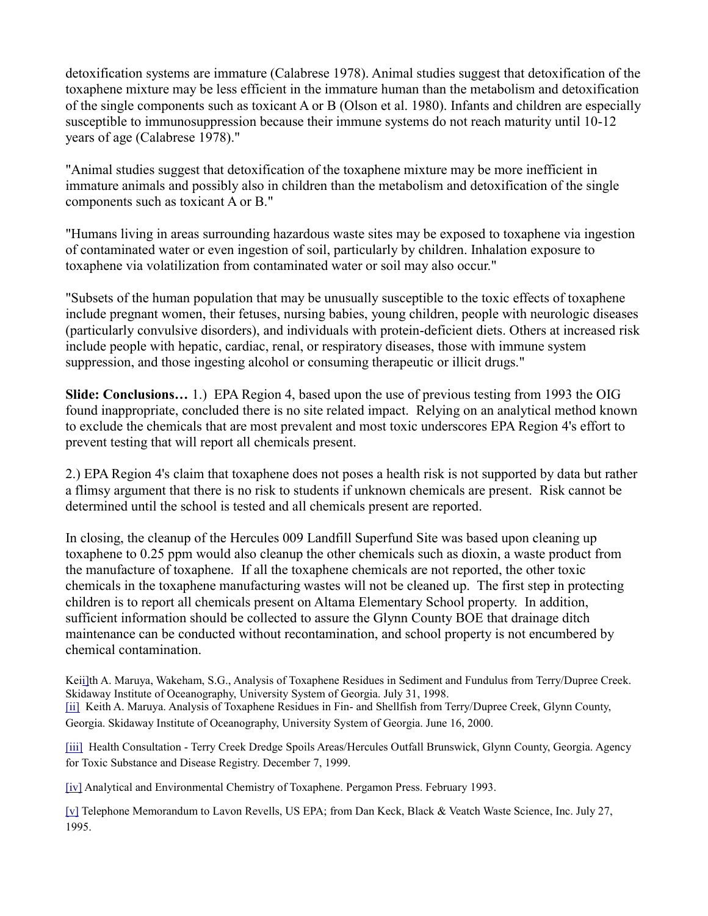detoxification systems are immature (Calabrese 1978). Animal studies suggest that detoxification of the toxaphene mixture may be less efficient in the immature human than the metabolism and detoxification of the single components such as toxicant A or B (Olson et al. 1980). Infants and children are especially susceptible to immunosuppression because their immune systems do not reach maturity until 10-12 years of age (Calabrese 1978)."

"Animal studies suggest that detoxification of the toxaphene mixture may be more inefficient in immature animals and possibly also in children than the metabolism and detoxification of the single components such as toxicant A or B."

"Humans living in areas surrounding hazardous waste sites may be exposed to toxaphene via ingestion of contaminated water or even ingestion of soil, particularly by children. Inhalation exposure to toxaphene via volatilization from contaminated water or soil may also occur."

"Subsets of the human population that may be unusually susceptible to the toxic effects of toxaphene include pregnant women, their fetuses, nursing babies, young children, people with neurologic diseases (particularly convulsive disorders), and individuals with protein-deficient diets. Others at increased risk include people with hepatic, cardiac, renal, or respiratory diseases, those with immune system suppression, and those ingesting alcohol or consuming therapeutic or illicit drugs."

**Slide: Conclusions…** 1.) EPA Region 4, based upon the use of previous testing from 1993 the OIG found inappropriate, concluded there is no site related impact. Relying on an analytical method known to exclude the chemicals that are most prevalent and most toxic underscores EPA Region 4's effort to prevent testing that will report all chemicals present.

2.) EPA Region 4's claim that toxaphene does not poses a health risk is not supported by data but rather a flimsy argument that there is no risk to students if unknown chemicals are present. Risk cannot be determined until the school is tested and all chemicals present are reported.

In closing, the cleanup of the Hercules 009 Landfill Superfund Site was based upon cleaning up toxaphene to 0.25 ppm would also cleanup the other chemicals such as dioxin, a waste product from the manufacture of toxaphene. If all the toxaphene chemicals are not reported, the other toxic chemicals in the toxaphene manufacturing wastes will not be cleaned up. The first step in protecting children is to report all chemicals present on Altama Elementary School property. In addition, sufficient information should be collected to assure the Glynn County BOE that drainage ditch maintenance can be conducted without recontamination, and school property is not encumbered by chemical contamination.

Kei[i]th A. Maruya, Wakeham, S.G., Analysis of Toxaphene Residues in Sediment and Fundulus from Terry/Dupree Creek. Skidaway Institute of Oceanography, University System of Georgia. July 31, 1998.
[ii] Keith A. Maruya. Analysis of Toxaphene Residues in Fin- and Shellfish from Terry/Dupree Creek, Glynn County, Georgia. Skidaway Institute of Oceanography, University System of Georgia. June 16, 2000.

[iii] Health Consultation - Terry Creek Dredge Spoils Areas/Hercules Outfall Brunswick, Glynn County, Georgia. Agency for Toxic Substance and Disease Registry. December 7, 1999.

[iv] Analytical and Environmental Chemistry of Toxaphene. Pergamon Press. February 1993.

[v] Telephone Memorandum to Lavon Revells, US EPA; from Dan Keck, Black & Veatch Waste Science, Inc. July 27, 1995.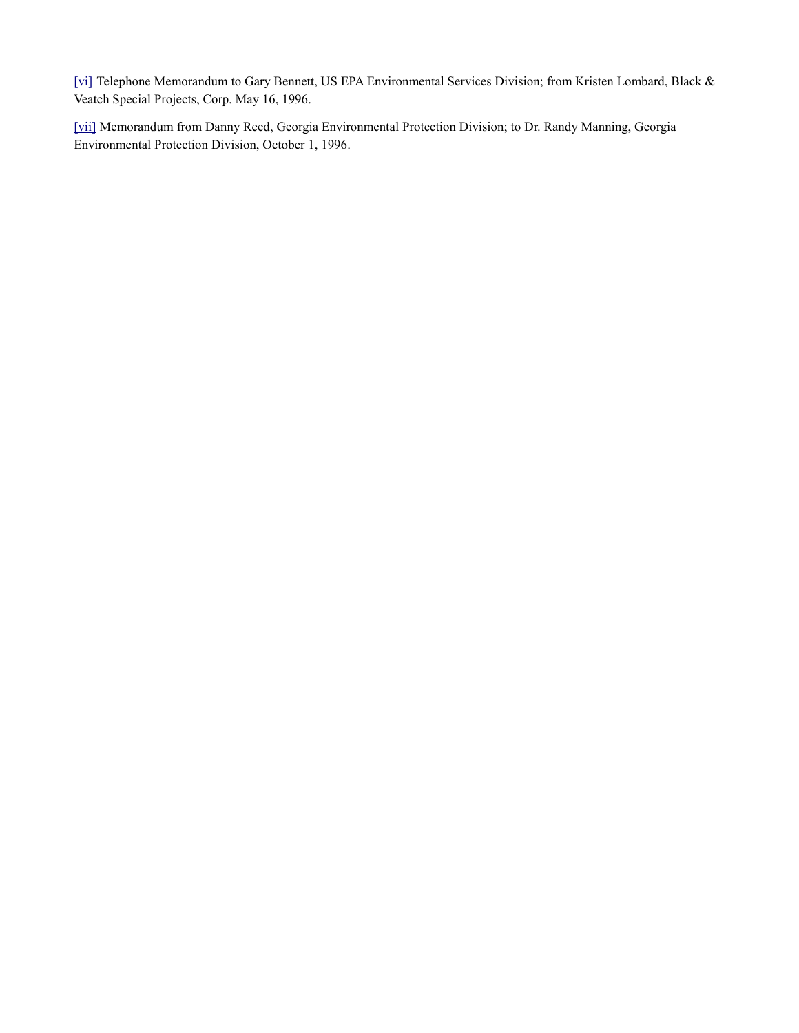[vi] Telephone Memorandum to Gary Bennett, US EPA Environmental Services Division; from Kristen Lombard, Black & Veatch Special Projects, Corp. May 16, 1996.

[vii] Memorandum from Danny Reed, Georgia Environmental Protection Division; to Dr. Randy Manning, Georgia Environmental Protection Division, October 1, 1996.